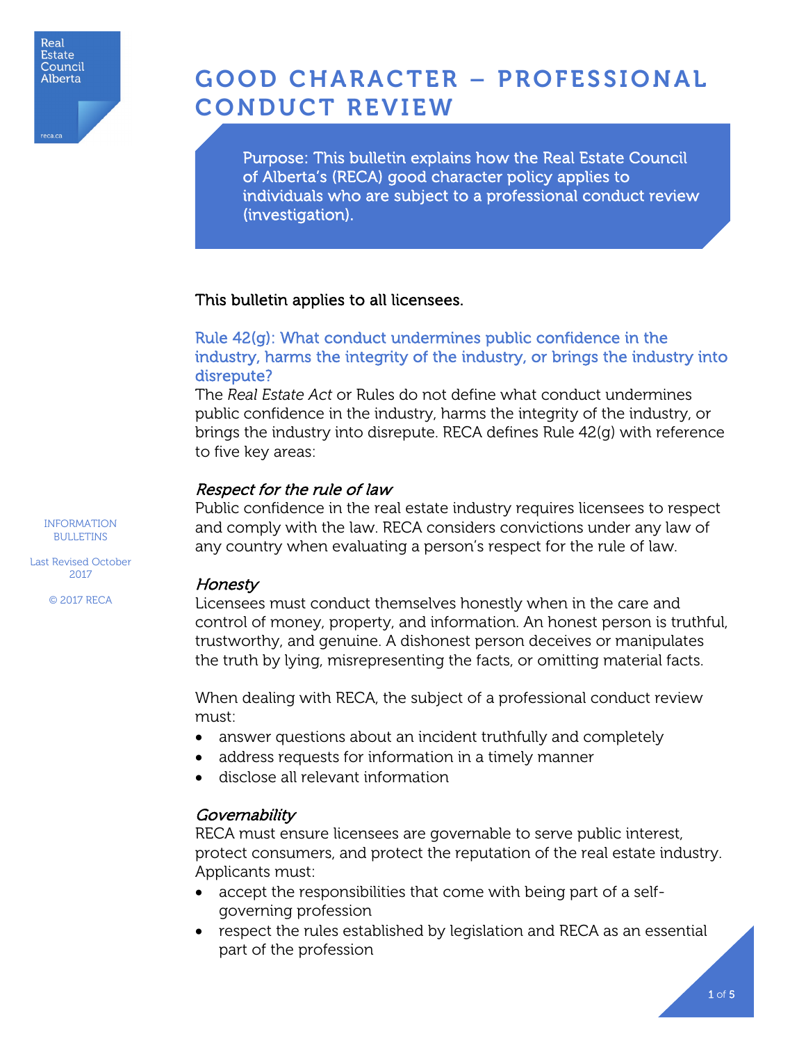# GOOD CHARACTER – PROFESSIONAL CONDUCT REVIEW

Purpose: This bulletin explains how the Real Estate Council of Alberta's (RECA) good character policy applies to individuals who are subject to a professional conduct review (investigation).

INFORMATION BULLETINS

Last Revised October 2017

© 2017 RECA

This bulletin applies to all licensees.

## Rule 42(g): What conduct undermines public confidence in the industry, harms the integrity of the industry, or brings the industry into disrepute?

The *Real Estate Act* or Rules do not define what conduct undermines public confidence in the industry, harms the integrity of the industry, or brings the industry into disrepute. RECA defines Rule 42(g) with reference to five key areas:

### *Respect for the rule of law*

Public confidence in the real estate industry requires licensees to respect and comply with the law. RECA considers convictions under any law of any country when evaluating a person's respect for the rule of law.

### *Honesty*

Licensees must conduct themselves honestly when in the care and control of money, property, and information. An honest person is truthful, trustworthy, and genuine. A dishonest person deceives or manipulates the truth by lying, misrepresenting the facts, or omitting material facts.

When dealing with RECA, the subject of a professional conduct review must:

- answer questions about an incident truthfully and completely
- address requests for information in a timely manner
- disclose all relevant information

### *Governability*

RECA must ensure licensees are governable to serve public interest, protect consumers, and protect the reputation of the real estate industry. Applicants must:

- accept the responsibilities that come with being part of a self-governing profession
- respect the rules established by legislation and RECA as an essential part of the profession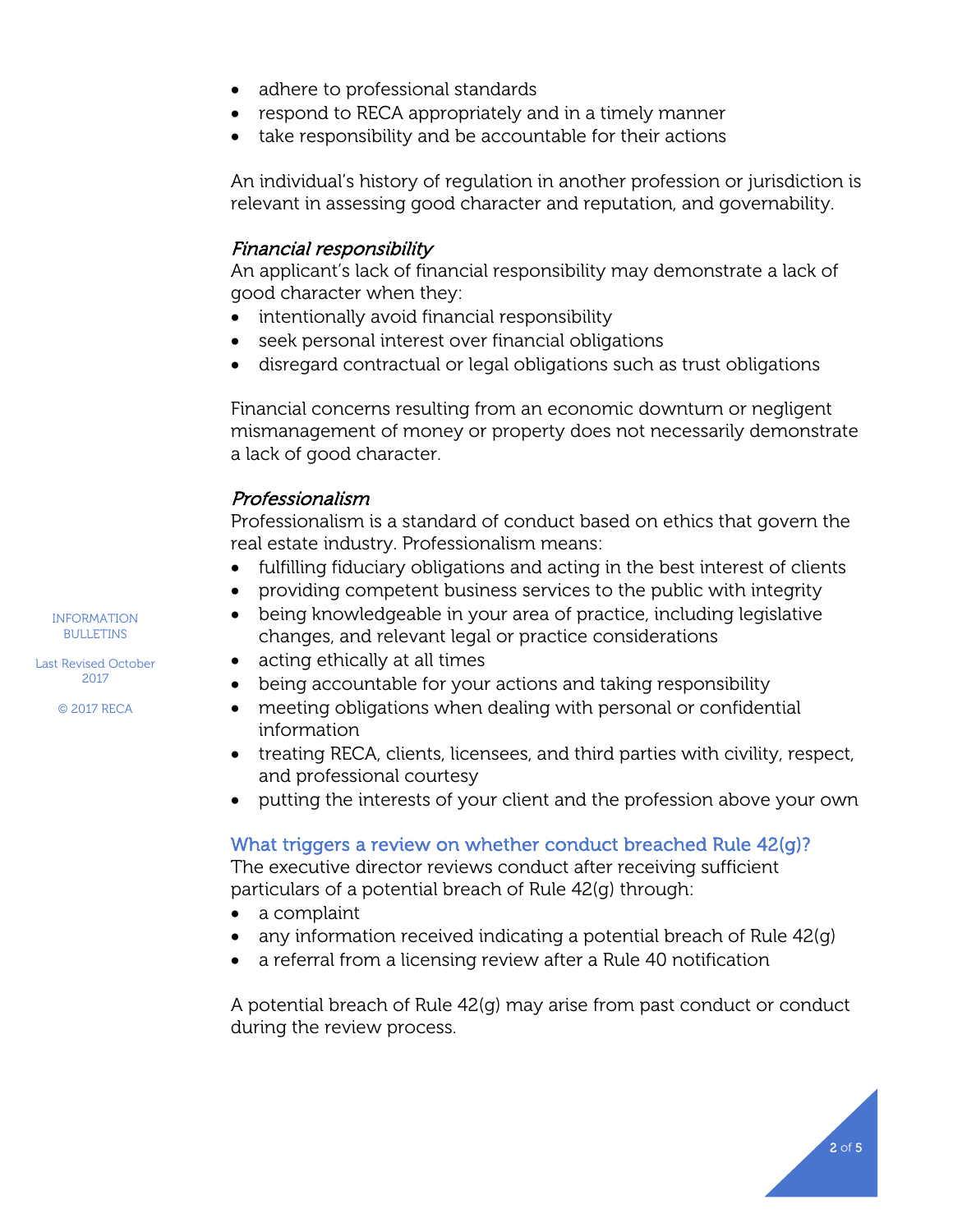- adhere to professional standards
- respond to RECA appropriately and in a timely manner
- take responsibility and be accountable for their actions

An individual's history of regulation in another profession or jurisdiction is relevant in assessing good character and reputation, and governability.

*Financial responsibility*

An applicant's lack of financial responsibility may demonstrate a lack of good character when they:

- intentionally avoid financial responsibility
- seek personal interest over financial obligations
- disregard contractual or legal obligations such as trust obligations

Financial concerns resulting from an economic downturn or negligent mismanagement of money or property does not necessarily demonstrate a lack of good character.

*Professionalism*

Professionalism is a standard of conduct based on ethics that govern the real estate industry. Professionalism means:

- fulfilling fiduciary obligations and acting in the best interest of clients
- providing competent business services to the public with integrity
- being knowledgeable in your area of practice, including legislative changes, and relevant legal or practice considerations
- acting ethically at all times
- being accountable for your actions and taking responsibility
- meeting obligations when dealing with personal or confidential information
- treating RECA, clients, licensees, and third parties with civility, respect, and professional courtesy
- putting the interests of your client and the profession above your own

## What triggers a review on whether conduct breached Rule 42(g)?

The executive director reviews conduct after receiving sufficient particulars of a potential breach of Rule 42(g) through:

- a complaint
- any information received indicating a potential breach of Rule 42(g)
- a referral from a licensing review after a Rule 40 notification

A potential breach of Rule 42(g) may arise from past conduct or conduct during the review process.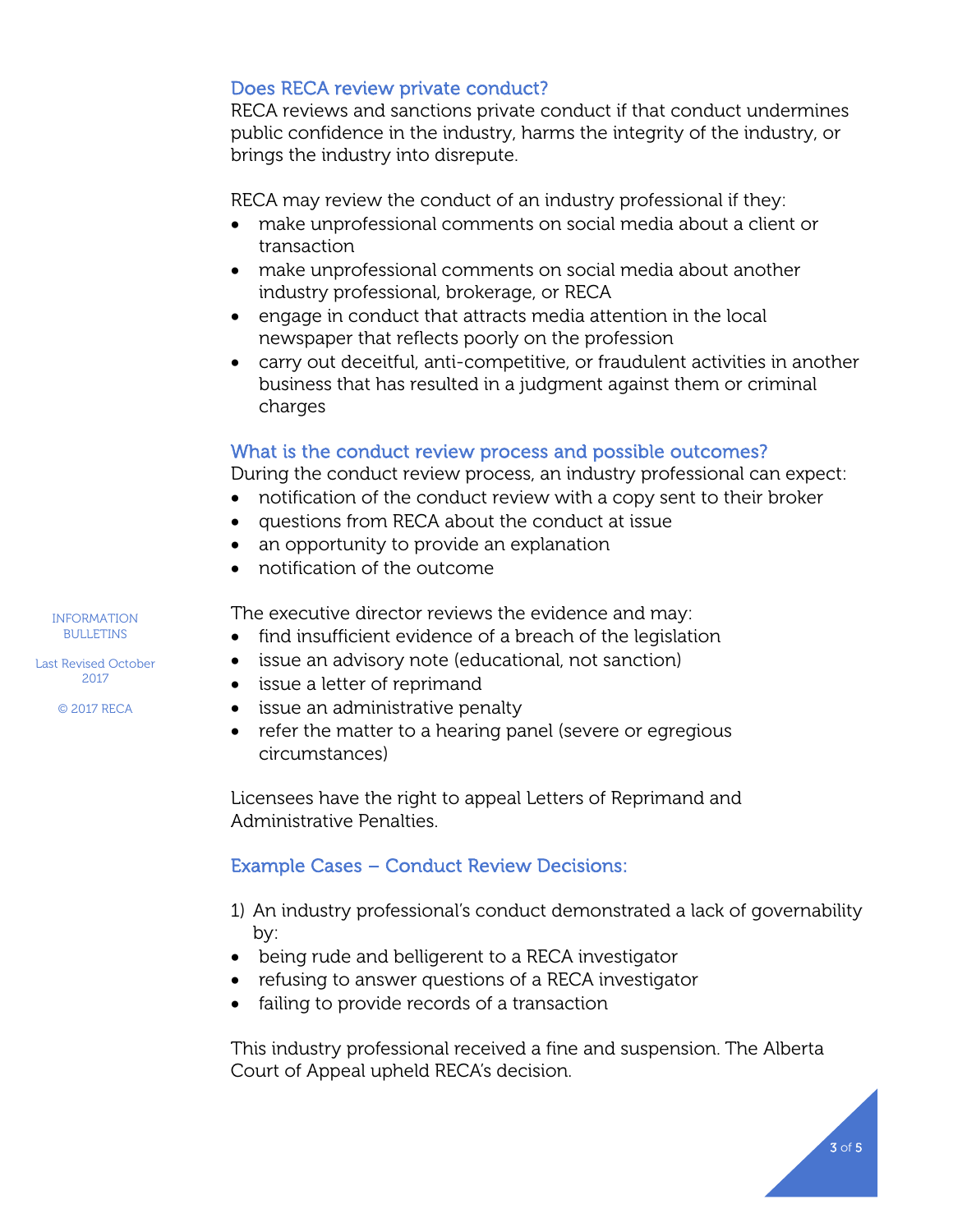## Does RECA review private conduct?

RECA reviews and sanctions private conduct if that conduct undermines public confidence in the industry, harms the integrity of the industry, or brings the industry into disrepute.

RECA may review the conduct of an industry professional if they:

- make unprofessional comments on social media about a client or transaction
- make unprofessional comments on social media about another industry professional, brokerage, or RECA
- engage in conduct that attracts media attention in the local newspaper that reflects poorly on the profession
- carry out deceitful, anti-competitive, or fraudulent activities in another business that has resulted in a judgment against them or criminal charges

## What is the conduct review process and possible outcomes?

During the conduct review process, an industry professional can expect:

- notification of the conduct review with a copy sent to their broker
- questions from RECA about the conduct at issue
- an opportunity to provide an explanation
- notification of the outcome

The executive director reviews the evidence and may:

- find insufficient evidence of a breach of the legislation
- issue an advisory note (educational, not sanction)
- issue a letter of reprimand
- issue an administrative penalty
- refer the matter to a hearing panel (severe or egregious circumstances)

Licensees have the right to appeal Letters of Reprimand and Administrative Penalties.

## Example Cases – Conduct Review Decisions:

1) An industry professional's conduct demonstrated a lack of governability by:

- being rude and belligerent to a RECA investigator
- refusing to answer questions of a RECA investigator
- failing to provide records of a transaction

This industry professional received a fine and suspension. The Alberta Court of Appeal upheld RECA's decision.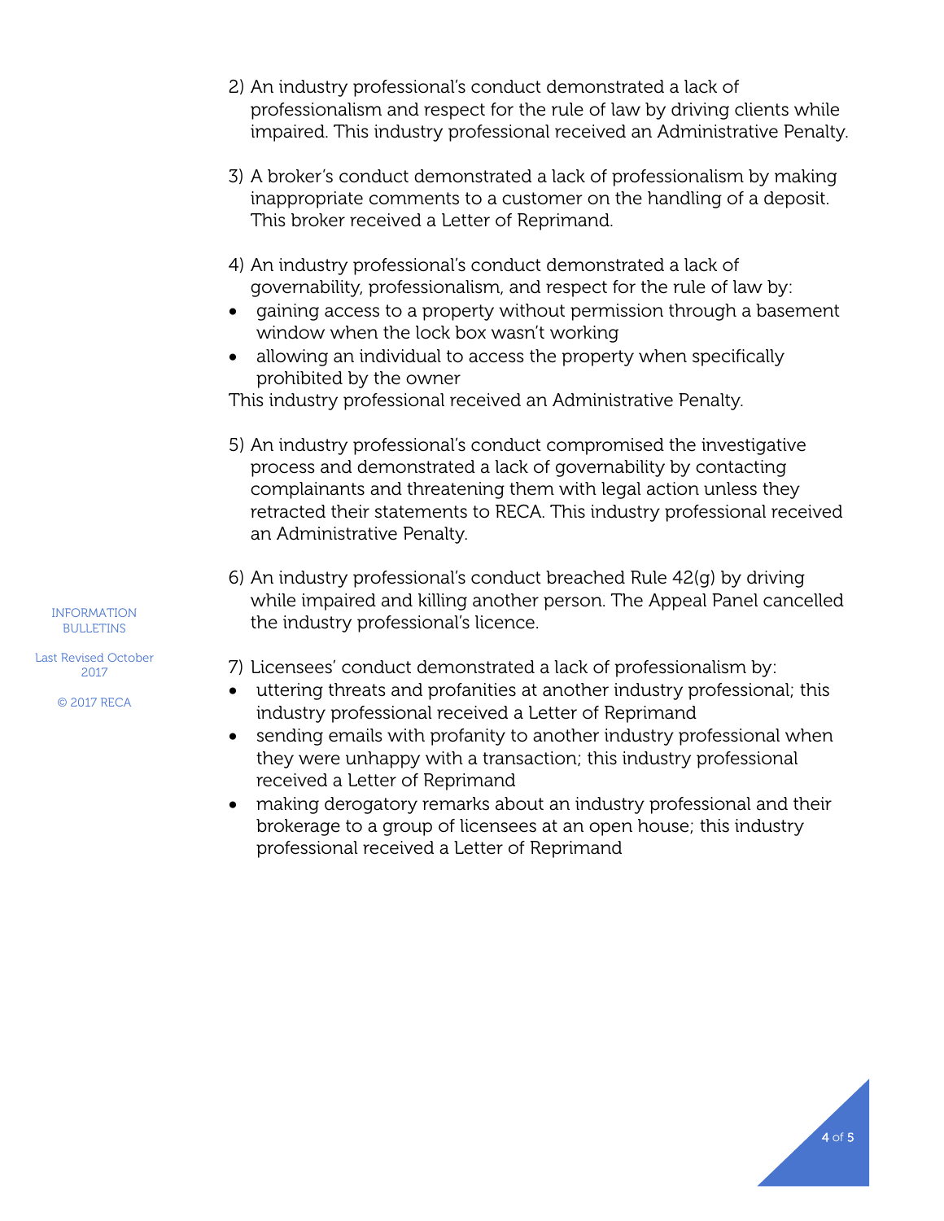2) An industry professional's conduct demonstrated a lack of professionalism and respect for the rule of law by driving clients while impaired. This industry professional received an Administrative Penalty.

3) A broker's conduct demonstrated a lack of professionalism by making inappropriate comments to a customer on the handling of a deposit. This broker received a Letter of Reprimand.

4) An industry professional's conduct demonstrated a lack of governability, professionalism, and respect for the rule of law by:
- gaining access to a property without permission through a basement window when the lock box wasn't working
- allowing an individual to access the property when specifically prohibited by the owner

This industry professional received an Administrative Penalty.

5) An industry professional's conduct compromised the investigative process and demonstrated a lack of governability by contacting complainants and threatening them with legal action unless they retracted their statements to RECA. This industry professional received an Administrative Penalty.

6) An industry professional's conduct breached Rule 42(g) by driving while impaired and killing another person. The Appeal Panel cancelled the industry professional's licence.

7) Licensees' conduct demonstrated a lack of professionalism by:
- uttering threats and profanities at another industry professional; this industry professional received a Letter of Reprimand
- sending emails with profanity to another industry professional when they were unhappy with a transaction; this industry professional received a Letter of Reprimand
- making derogatory remarks about an industry professional and their brokerage to a group of licensees at an open house; this industry professional received a Letter of Reprimand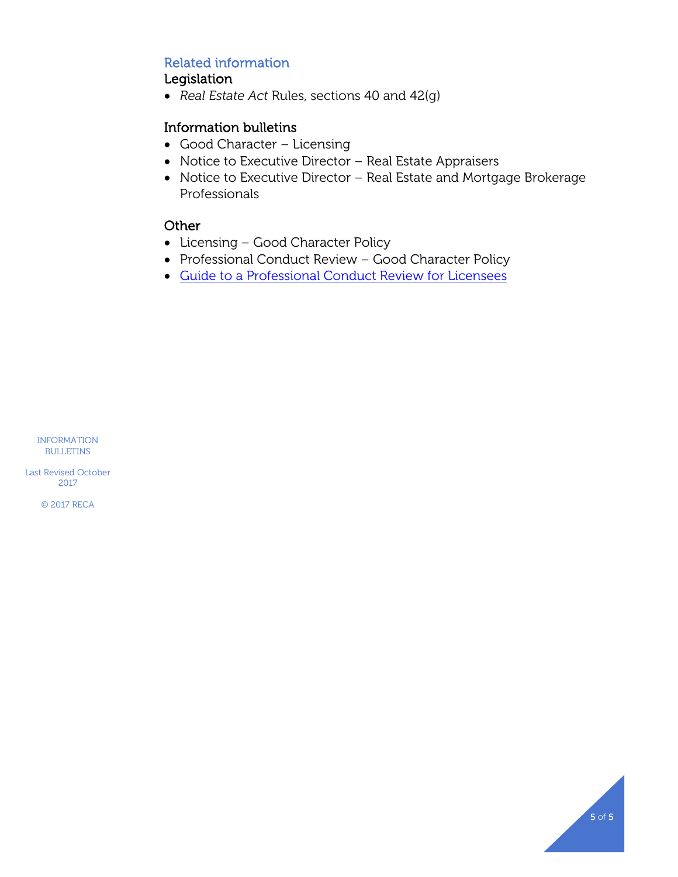## Related information

### Legislation

- *Real Estate Act* Rules, sections 40 and 42(g)

### Information bulletins

- Good Character – Licensing
- Notice to Executive Director – Real Estate Appraisers
- Notice to Executive Director – Real Estate and Mortgage Brokerage Professionals

### Other

- Licensing – Good Character Policy
- Professional Conduct Review – Good Character Policy
- Guide to a Professional Conduct Review for Licensees